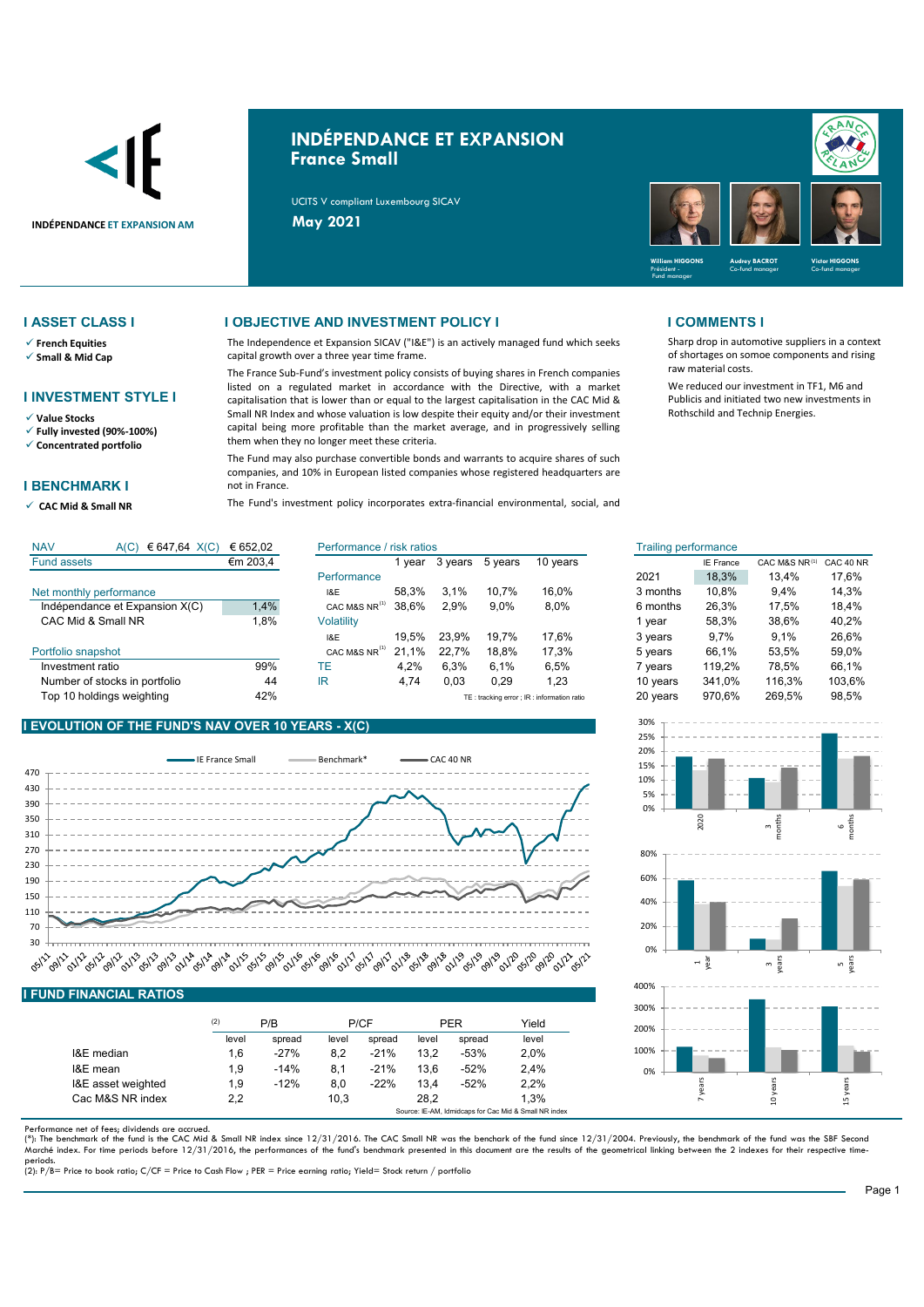INDÉPENDANCE ET EXPANSION AM

# INDÉPENDANCE ET EXPANSION
## France Small

UCITS V compliant Luxembourg SICAV

**May 2021**

William HIGGONS – Président - Fund manager
Audrey BACROT – Co-fund manager
Victor HIGGONS – Co-fund manager

## I ASSET CLASS I

- ✓ French Equities
- ✓ Small & Mid Cap

## I INVESTMENT STYLE I

- ✓ Value Stocks
- ✓ Fully invested (90%-100%)
- ✓ Concentrated portfolio

## I BENCHMARK I

- ✓ CAC Mid & Small NR

## I OBJECTIVE AND INVESTMENT POLICY I

The Independence et Expansion SICAV ("I&E") is an actively managed fund which seeks capital growth over a three year time frame.

The France Sub-Fund's investment policy consists of buying shares in French companies listed on a regulated market in accordance with the Directive, with a market capitalisation that is lower than or equal to the largest capitalisation in the CAC Mid & Small NR Index and whose valuation is low despite their equity and/or their investment capital being more profitable than the market average, and in progressively selling them when they no longer meet these criteria.

The Fund may also purchase convertible bonds and warrants to acquire shares of such companies, and 10% in European listed companies whose registered headquarters are not in France.

The Fund's investment policy incorporates extra-financial environmental, social, and

## I COMMENTS I

Sharp drop in automotive suppliers in a context of shortages on somoe components and rising raw material costs.

We reduced our investment in TF1, M6 and Publicis and initiated two new investments in Rothschild and Technip Energies.

| NAV | A(C) € 647,64 | X(C) € 652,02 |
|---|---|---|
| Fund assets | | €m 203,4 |
| **Net monthly performance** | | |
| Indépendance et Expansion X(C) | | 1,4% |
| CAC Mid & Small NR | | 1,8% |
| **Portfolio snapshot** | | |
| Investment ratio | | 99% |
| Number of stocks in portfolio | | 44 |
| Top 10 holdings weighting | | 42% |

| Performance / risk ratios | 1 year | 3 years | 5 years | 10 years |
|---|---|---|---|---|
| **Performance** | | | | |
| I&E | 58,3% | 3,1% | 10,7% | 16,0% |
| CAC M&S NR[1] | 38,6% | 2,9% | 9,0% | 8,0% |
| **Volatility** | | | | |
| I&E | 19,5% | 23,9% | 19,7% | 17,6% |
| CAC M&S NR[1] | 21,1% | 22,7% | 18,8% | 17,3% |
| TE | 4,2% | 6,3% | 6,1% | 6,5% |
| IR | 4,74 | 0,03 | 0,29 | 1,23 |

TE : tracking error ; IR : information ratio

| Trailing performance | IE France | CAC M&S NR[1] | CAC 40 NR |
|---|---|---|---|
| 2021 | 18,3% | 13,4% | 17,6% |
| 3 months | 10,8% | 9,4% | 14,3% |
| 6 months | 26,3% | 17,5% | 18,4% |
| 1 year | 58,3% | 38,6% | 40,2% |
| 3 years | 9,7% | 9,1% | 26,6% |
| 5 years | 66,1% | 53,5% | 59,0% |
| 7 years | 119,2% | 78,5% | 66,1% |
| 10 years | 341,0% | 116,3% | 103,6% |
| 20 years | 970,6% | 269,5% | 98,5% |

## I EVOLUTION OF THE FUND'S NAV OVER 10 YEARS - X(C)

## I FUND FINANCIAL RATIOS

| [2] | P/B level | P/B spread | P/CF level | P/CF spread | PER level | PER spread | Yield level |
|---|---|---|---|---|---|---|---|
| I&E median | 1,6 | -27% | 8,2 | -21% | 13,2 | -53% | 2,0% |
| I&E mean | 1,9 | -14% | 8,1 | -21% | 13,6 | -52% | 2,4% |
| I&E asset weighted | 1,9 | -12% | 8,0 | -22% | 13,4 | -52% | 2,2% |
| Cac M&S NR index | 2,2 | | 10,3 | | 28,2 | | 1,3% |

Source: IE-AM, Idmidcaps for Cac Mid & Small NR index

Performance net of fees; dividends are accrued.
(*): The benchmark of the fund is the CAC Mid & Small NR index since 12/31/2016. The CAC Small NR was the benchark of the fund since 12/31/2004. Previously, the benchmark of the fund was the SBF Second Marché index. For time periods before 12/31/2016, the performances of the fund's benchmark presented in this document are the results of the geometrical linking between the 2 indexes for their respective time-periods.
(2): P/B= Price to book ratio; C/CF = Price to Cash Flow ; PER = Price earning ratio; Yield= Stock return / portfolio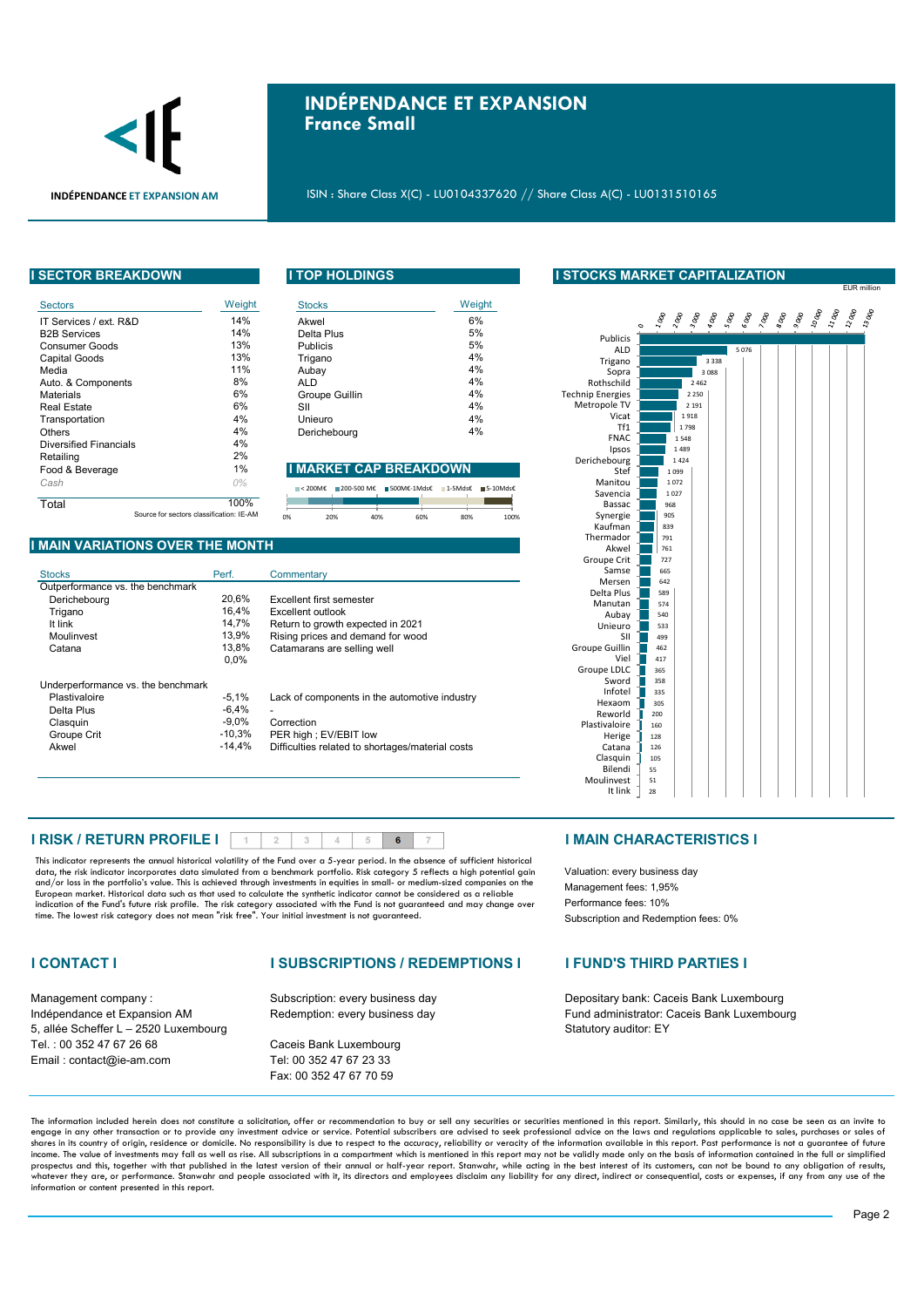# INDÉPENDANCE ET EXPANSION
## France Small

INDÉPENDANCE ET EXPANSION AM

ISIN : Share Class X(C) - LU0104337620 // Share Class A(C) - LU0131510165

## I SECTOR BREAKDOWN

| Sectors | Weight |
|---|---|
| IT Services / ext. R&D | 14% |
| B2B Services | 14% |
| Consumer Goods | 13% |
| Capital Goods | 13% |
| Media | 11% |
| Auto. & Components | 8% |
| Materials | 6% |
| Real Estate | 6% |
| Transportation | 4% |
| Others | 4% |
| Diversified Financials | 4% |
| Retailing | 2% |
| Food & Beverage | 1% |
| *Cash* | *0%* |
| Total | 100% |

Source for sectors classification: IE-AM

## I TOP HOLDINGS

| Stocks | Weight |
|---|---|
| Akwel | 6% |
| Delta Plus | 5% |
| Publicis | 5% |
| Trigano | 4% |
| Aubay | 4% |
| ALD | 4% |
| Groupe Guillin | 4% |
| SII | 4% |
| Unieuro | 4% |
| Derichebourg | 4% |

## I MARKET CAP BREAKDOWN

< 200M€ 200-500 M€ 500M€-1Mds€ 1-5Mds€ 5-10Mds€

0% 20% 40% 60% 80% 100%

## I STOCKS MARKET CAPITALIZATION

EUR million

0 1 000 2 000 3 000 4 000 5 000 6 000 7 000 8 000 9 000 10 000 11 000 12 000 13 000

Publicis
ALD 5 076
Trigano 3 338
Sopra 3 088
Rothschild 2 462
Technip Energies 2 250
Metropole TV 2 191
Vicat 1 918
Tf1 1 798
FNAC 1 548
Ipsos 1 489
Derichebourg 1 424
Stef 1 099
Manitou 1 072
Savencia 1 027
Bassac 968
Synergie 905
Kaufman 839
Thermador 791
Akwel 761
Groupe Crit 727
Samse 665
Mersen 642
Delta Plus 589
Manutan 574
Aubay 540
Unieuro 533
SII 499
Groupe Guillin 462
Viel 417
Groupe LDLC 365
Sword 358
Infotel 335
Hexaom 305
Reworld 200
Plastivaloire 160
Herige 128
Catana 126
Clasquin 105
Bilendi 55
Moulinvest 51
It link 28

## I MAIN VARIATIONS OVER THE MONTH

| Stocks | Perf. | Commentary |
|---|---|---|
| Outperformance vs. the benchmark | | |
| Derichebourg | 20,6% | Excellent first semester |
| Trigano | 16,4% | Excellent outlook |
| It link | 14,7% | Return to growth expected in 2021 |
| Moulinvest | 13,9% | Rising prices and demand for wood |
| Catana | 13,8% | Catamarans are selling well |
| | 0,0% | |
| Underperformance vs. the benchmark | | |
| Plastivaloire | -5,1% | Lack of components in the automotive industry |
| Delta Plus | -6,4% | - |
| Clasquin | -9,0% | Correction |
| Groupe Crit | -10,3% | PER high ; EV/EBIT low |
| Akwel | -14,4% | Difficulties related to shortages/material costs |

## I RISK / RETURN PROFILE I

1 2 3 4 5 **6** 7

This indicator represents the annual historical volatility of the Fund over a 5-year period. In the absence of sufficient historical data, the risk indicator incorporates data simulated from a benchmark portfolio. Risk category 5 reflects a high potential gain and/or loss in the portfolio's value. This is achieved through investments in equities in small- or medium-sized companies on the European market. Historical data such as that used to calculate the synthetic indicator cannot be considered as a reliable indication of the Fund's future risk profile. The risk category associated with the Fund is not guaranteed and may change over time. The lowest risk category does not mean "risk free". Your initial investment is not guaranteed.

## I MAIN CHARACTERISTICS I

Valuation: every business day

Management fees: 1,95%

Performance fees: 10%

Subscription and Redemption fees: 0%

## I CONTACT I

Management company :
Indépendance et Expansion AM
5, allée Scheffer L – 2520 Luxembourg
Tel. : 00 352 47 67 26 68
Email : contact@ie-am.com

## I SUBSCRIPTIONS / REDEMPTIONS I

Subscription: every business day
Redemption: every business day

Caceis Bank Luxembourg
Tel: 00 352 47 67 23 33
Fax: 00 352 47 67 70 59

## I FUND'S THIRD PARTIES I

Depositary bank: Caceis Bank Luxembourg
Fund administrator: Caceis Bank Luxembourg
Statutory auditor: EY

The information included herein does not constitute a solicitation, offer or recommendation to buy or sell any securities or securities mentioned in this report. Similarly, this should in no case be seen as an invite to engage in any other transaction or to provide any investment advice or service. Potential subscribers are advised to seek professional advice on the laws and regulations applicable to sales, purchases or sales of shares in its country of origin, residence or domicile. No responsibility is due to respect to the accuracy, reliability or veracity of the information available in this report. Past performance is not a guarantee of future income. The value of investments may fall as well as rise. All subscriptions in a compartment which is mentioned in this report may not be validly made only on the basis of information contained in the full or simplified prospectus and this, together with that published in the latest version of their annual or half-year report. Stanwahr, while acting in the best interest of its customers, can not be bound to any obligation of results, whatever they are, or performance. Stanwahr and people associated with it, its directors and employees disclaim any liability for any direct, indirect or consequential, costs or expenses, if any from any use of the information or content presented in this report.